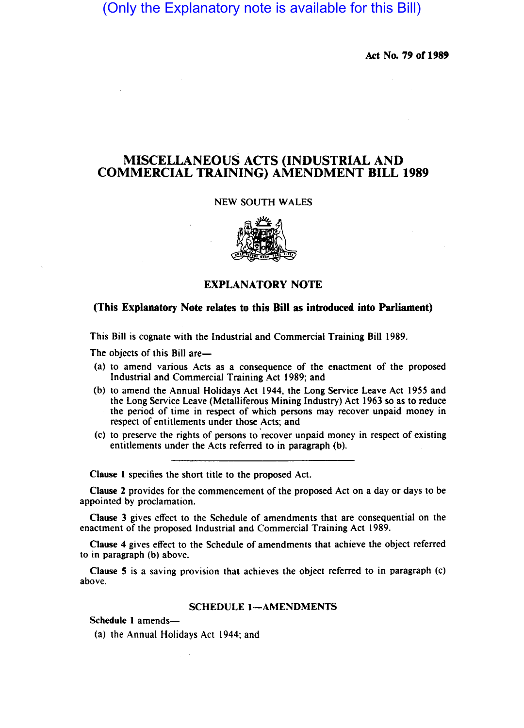(Only the Explanatory note is available for this Bill)

**Act No. 79 of 1989**

# MISCELLANEOUS ACTS (INDUSTRIAL AND COMMERCIAL TRAINING) AMENDMENT BILL 1989

NEW SOUTH WALES

## EXPLANATORY NOTE

**(This Explanatory Note relates to this Bill as introduced into Parliament)**

This Bill is cognate with the Industrial and Commercial Training Bill 1989.

The objects of this Bill are—

(a) to amend various Acts as a consequence of the enactment of the proposed Industrial and Commercial Training Act 1989; and

(b) to amend the Annual Holidays Act 1944, the Long Service Leave Act 1955 and the Long Service Leave (Metalliferous Mining Industry) Act 1963 so as to reduce the period of time in respect of which persons may recover unpaid money in respect of entitlements under those Acts; and

(c) to preserve the rights of persons to recover unpaid money in respect of existing entitlements under the Acts referred to in paragraph (b).

---

**Clause 1** specifies the short title to the proposed Act.

**Clause 2** provides for the commencement of the proposed Act on a day or days to be appointed by proclamation.

**Clause 3** gives effect to the Schedule of amendments that are consequential on the enactment of the proposed Industrial and Commercial Training Act 1989.

**Clause 4** gives effect to the Schedule of amendments that achieve the object referred to in paragraph (b) above.

**Clause 5** is a saving provision that achieves the object referred to in paragraph (c) above.

### SCHEDULE 1—AMENDMENTS

**Schedule 1** amends—

(a) the Annual Holidays Act 1944; and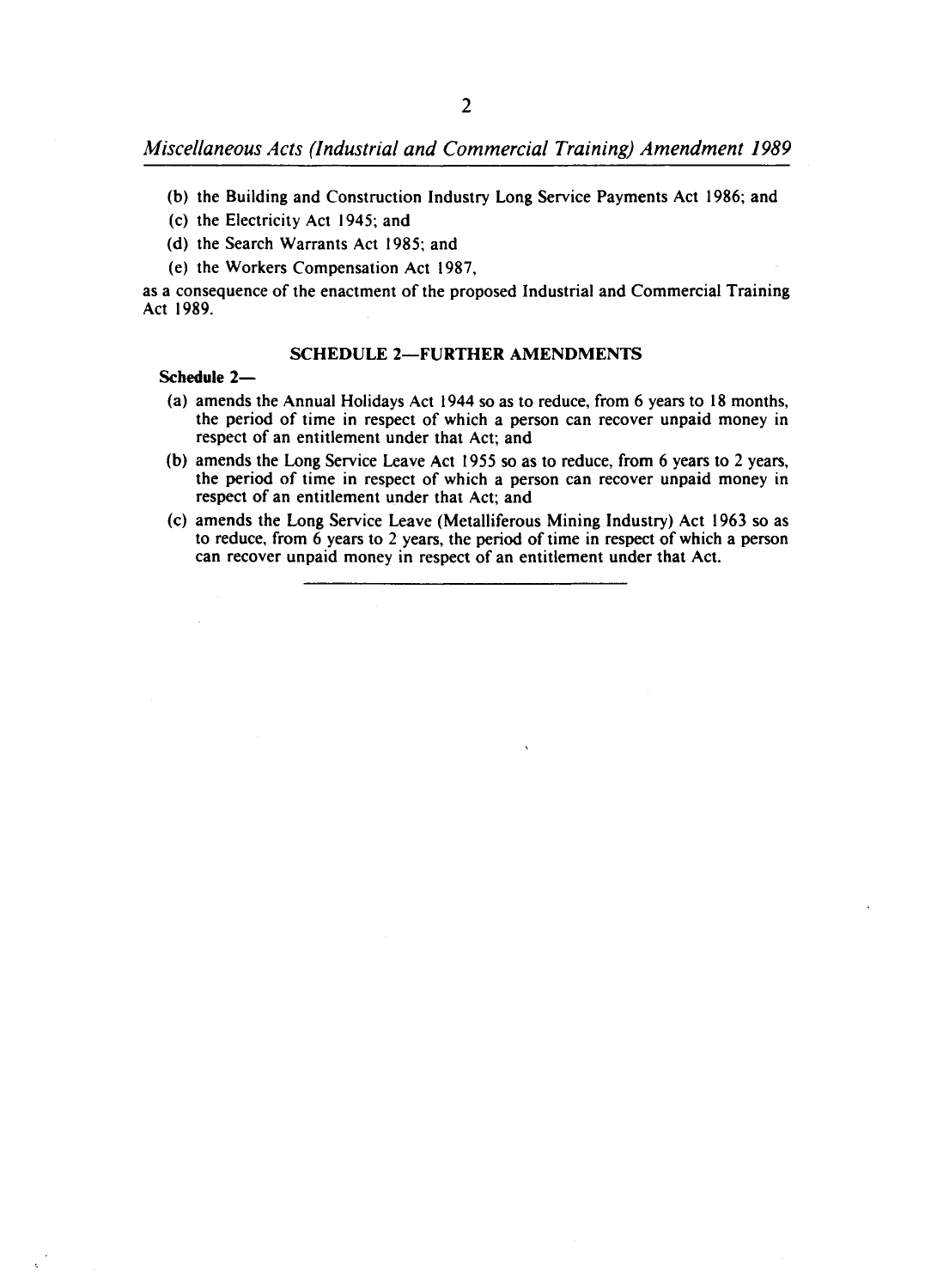(b) the Building and Construction Industry Long Service Payments Act 1986; and

(c) the Electricity Act 1945; and

(d) the Search Warrants Act 1985; and

(e) the Workers Compensation Act 1987,

as a consequence of the enactment of the proposed Industrial and Commercial Training Act 1989.

## SCHEDULE 2—FURTHER AMENDMENTS

**Schedule 2—**

(a) amends the Annual Holidays Act 1944 so as to reduce, from 6 years to 18 months, the period of time in respect of which a person can recover unpaid money in respect of an entitlement under that Act; and

(b) amends the Long Service Leave Act 1955 so as to reduce, from 6 years to 2 years, the period of time in respect of which a person can recover unpaid money in respect of an entitlement under that Act; and

(c) amends the Long Service Leave (Metalliferous Mining Industry) Act 1963 so as to reduce, from 6 years to 2 years, the period of time in respect of which a person can recover unpaid money in respect of an entitlement under that Act.